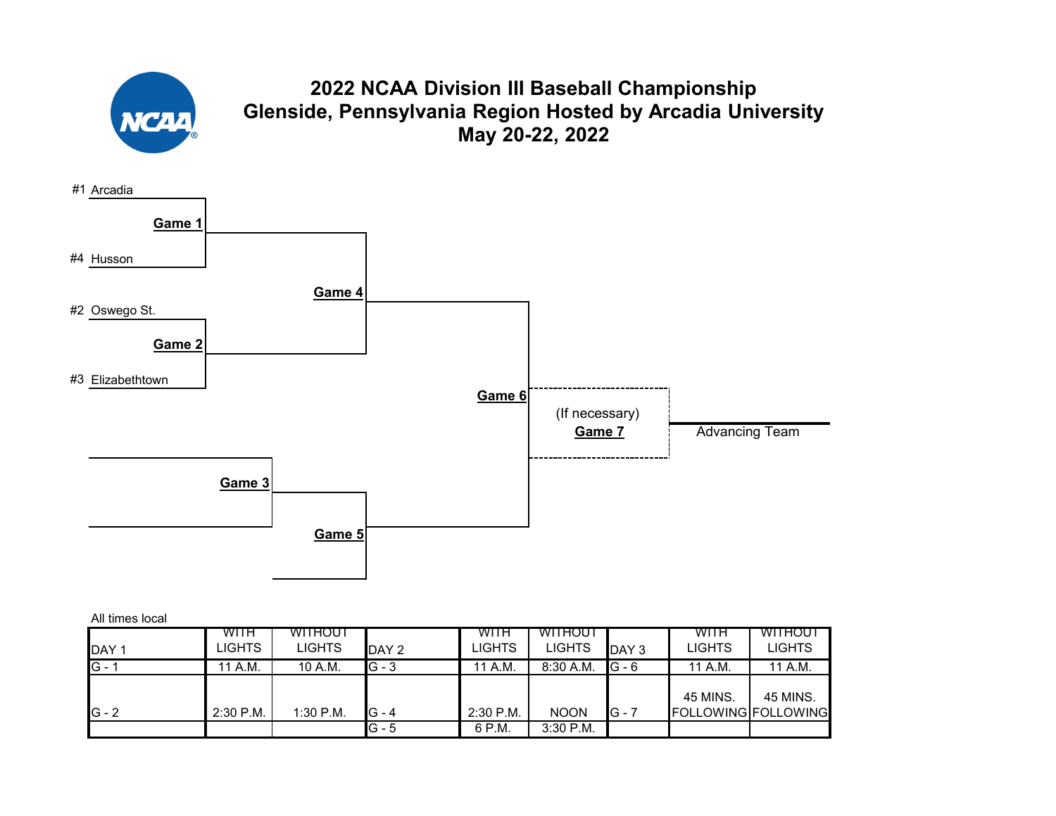# 2022 NCAA Division III Baseball Championship
## Glenside, Pennsylvania Region Hosted by Arcadia University
## May 20-22, 2022

#1 Arcadia

**Game 1**

#4 Husson

**Game 4**

#2 Oswego St.

**Game 2**

#3 Elizabethtown

**Game 6**

(If necessary)
**Game 7**

Advancing Team

**Game 3**

**Game 5**

All times local

| DAY 1 | WITH LIGHTS | WITHOUT LIGHTS | DAY 2 | WITH LIGHTS | WITHOUT LIGHTS | DAY 3 | WITH LIGHTS | WITHOUT LIGHTS |
|---|---|---|---|---|---|---|---|---|
| G - 1 | 11 A.M. | 10 A.M. | G - 3 | 11 A.M. | 8:30 A.M. | G - 6 | 11 A.M. | 11 A.M. |
| G - 2 | 2:30 P.M. | 1:30 P.M. | G - 4 | 2:30 P.M. | NOON | G - 7 | 45 MINS. FOLLOWING | 45 MINS. FOLLOWING |
| | | | G - 5 | 6 P.M. | 3:30 P.M. | | | |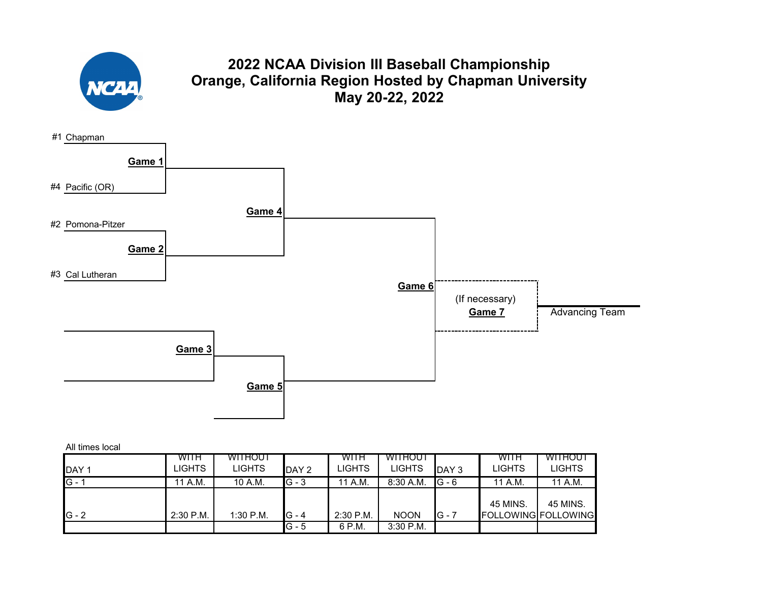# 2022 NCAA Division III Baseball Championship
# Orange, California Region Hosted by Chapman University
# May 20-22, 2022

#1 Chapman

**Game 1**

#4 Pacific (OR)

**Game 4**

#2 Pomona-Pitzer

**Game 2**

#3 Cal Lutheran

**Game 6**

(If necessary)
**Game 7**

Advancing Team

**Game 3**

**Game 5**

All times local

| DAY 1 | WITH LIGHTS | WITHOUT LIGHTS | DAY 2 | WITH LIGHTS | WITHOUT LIGHTS | DAY 3 | WITH LIGHTS | WITHOUT LIGHTS |
|---|---|---|---|---|---|---|---|---|
| G - 1 | 11 A.M. | 10 A.M. | G - 3 | 11 A.M. | 8:30 A.M. | G - 6 | 11 A.M. | 11 A.M. |
| G - 2 | 2:30 P.M. | 1:30 P.M. | G - 4 | 2:30 P.M. | NOON | G - 7 | 45 MINS. FOLLOWING | 45 MINS. FOLLOWING |
| | | | G - 5 | 6 P.M. | 3:30 P.M. | | | |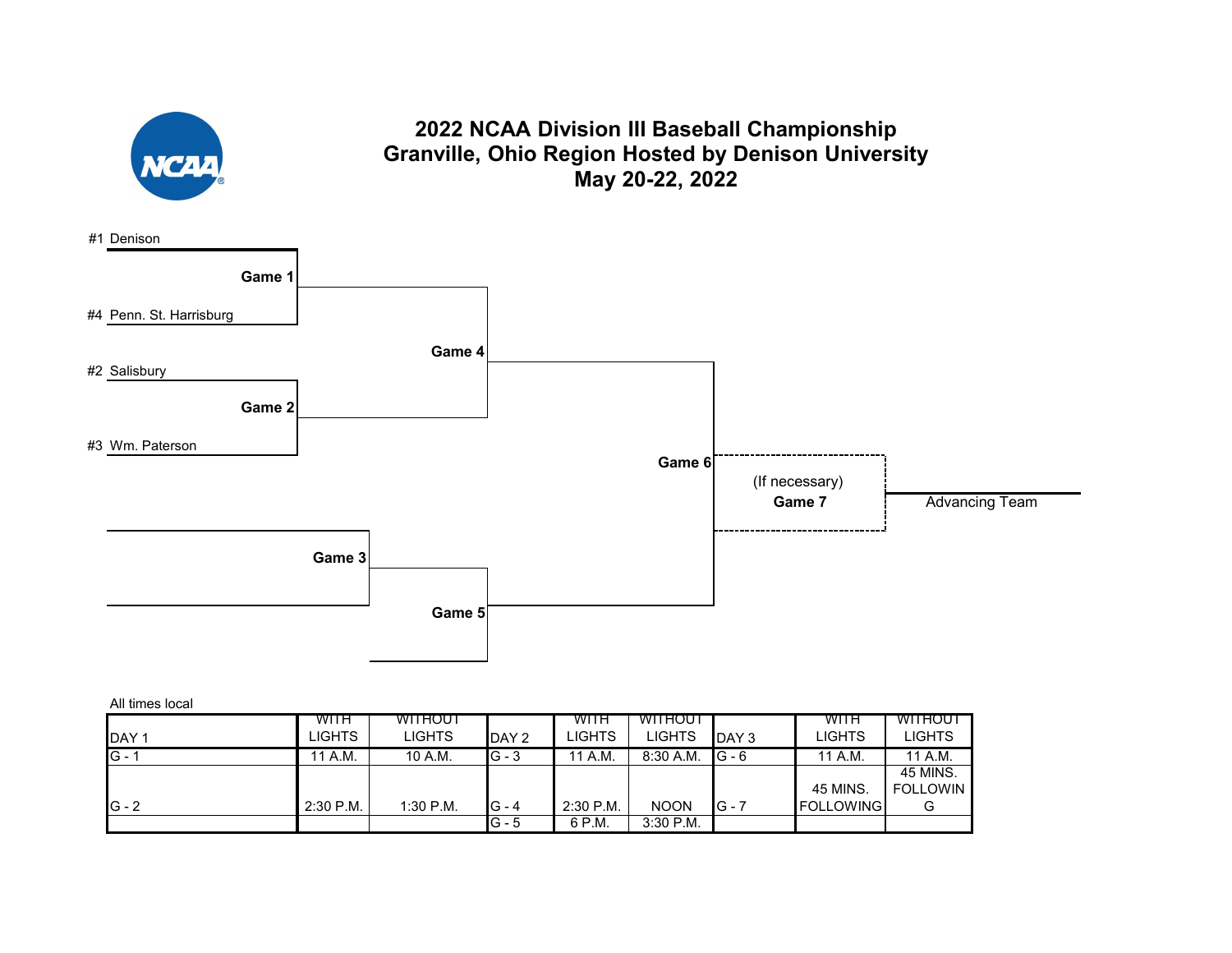# 2022 NCAA Division III Baseball Championship
# Granville, Ohio Region Hosted by Denison University
# May 20-22, 2022

#1 Denison

**Game 1**

#4 Penn. St. Harrisburg

**Game 4**

#2 Salisbury

**Game 2**

#3 Wm. Paterson

**Game 6**

(If necessary)
**Game 7**

Advancing Team

**Game 3**

**Game 5**

All times local

| DAY 1 | WITH LIGHTS | WITHOUT LIGHTS | DAY 2 | WITH LIGHTS | WITHOUT LIGHTS | DAY 3 | WITH LIGHTS | WITHOUT LIGHTS |
|---|---|---|---|---|---|---|---|---|
| G - 1 | 11 A.M. | 10 A.M. | G - 3 | 11 A.M. | 8:30 A.M. | G - 6 | 11 A.M. | 11 A.M. |
| G - 2 | 2:30 P.M. | 1:30 P.M. | G - 4 | 2:30 P.M. | NOON | G - 7 | 45 MINS. FOLLOWING | 45 MINS. FOLLOWING |
| | | | G - 5 | 6 P.M. | 3:30 P.M. | | | |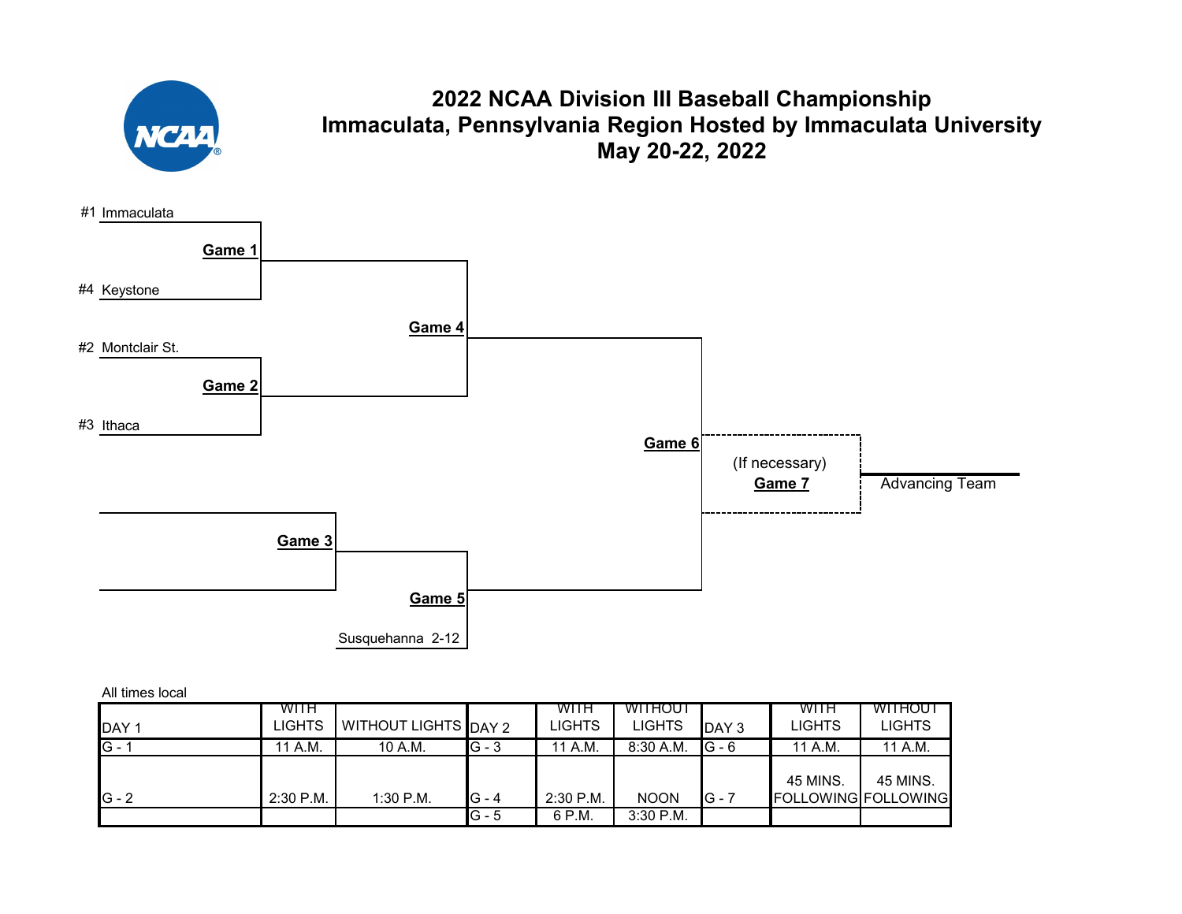# 2022 NCAA Division III Baseball Championship
## Immaculata, Pennsylvania Region Hosted by Immaculata University
## May 20-22, 2022

#1 Immaculata

**Game 1**

#4 Keystone

**Game 4**

#2 Montclair St.

**Game 2**

#3 Ithaca

**Game 6**

(If necessary)
**Game 7**

Advancing Team

**Game 3**

**Game 5**

Susquehanna 2-12

All times local

| DAY 1 | WITH LIGHTS | WITHOUT LIGHTS | DAY 2 | WITH LIGHTS | WITHOUT LIGHTS | DAY 3 | WITH LIGHTS | WITHOUT LIGHTS |
|---|---|---|---|---|---|---|---|---|
| G - 1 | 11 A.M. | 10 A.M. | G - 3 | 11 A.M. | 8:30 A.M. | G - 6 | 11 A.M. | 11 A.M. |
| G - 2 | 2:30 P.M. | 1:30 P.M. | G - 4 | 2:30 P.M. | NOON | G - 7 | 45 MINS. FOLLOWING | 45 MINS. FOLLOWING |
| | | | G - 5 | 6 P.M. | 3:30 P.M. | | | |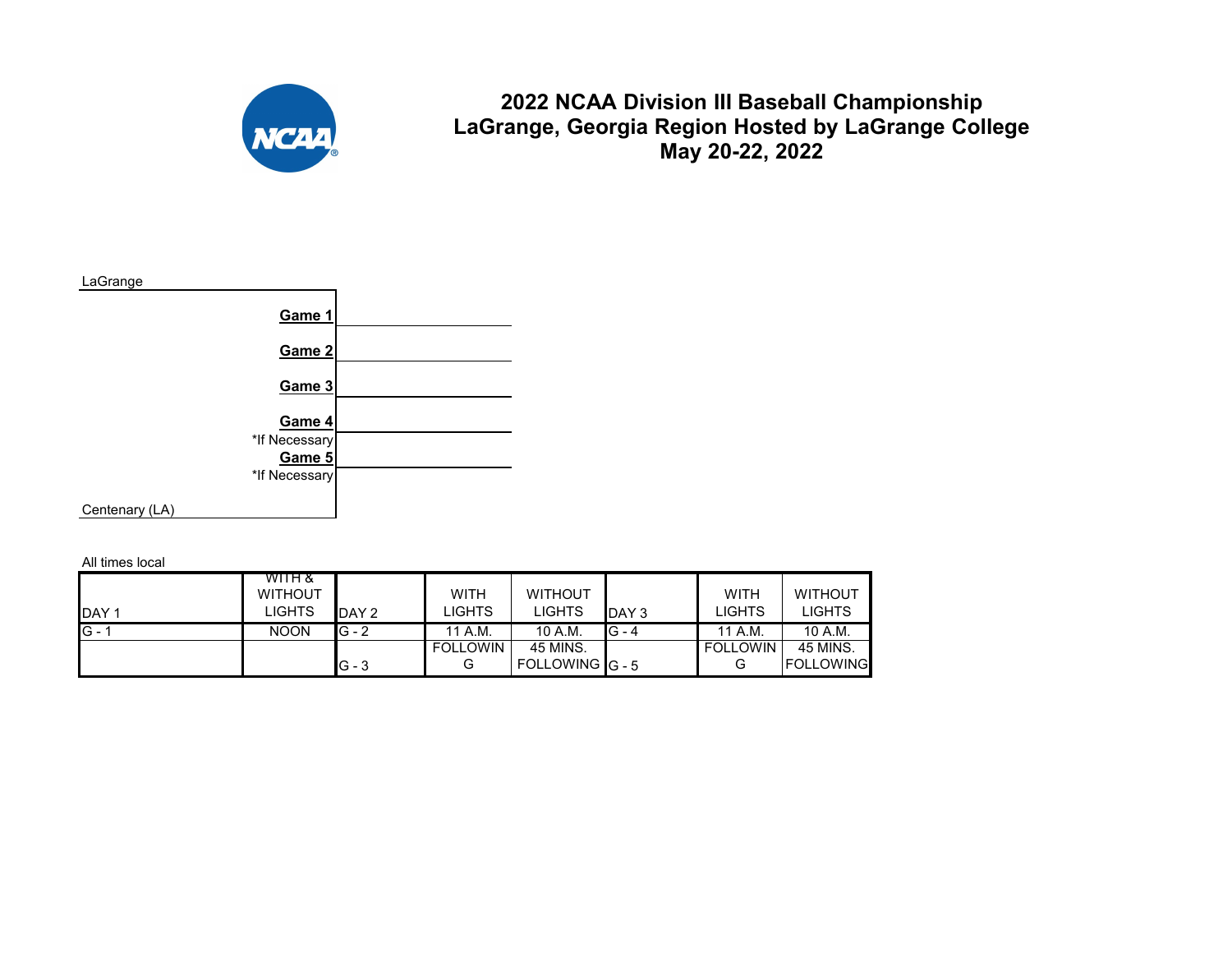# 2022 NCAA Division III Baseball Championship
## LaGrange, Georgia Region Hosted by LaGrange College
## May 20-22, 2022

LaGrange

**Game 1**

**Game 2**

**Game 3**

**Game 4**
*If Necessary
**Game 5**
*If Necessary

Centenary (LA)

All times local

| DAY 1 | WITH & WITHOUT LIGHTS | DAY 2 | WITH LIGHTS | WITHOUT LIGHTS | DAY 3 | WITH LIGHTS | WITHOUT LIGHTS |
|---|---|---|---|---|---|---|---|
| G - 1 | NOON | G - 2 | 11 A.M. | 10 A.M. | G - 4 | 11 A.M. | 10 A.M. |
| | | G - 3 | FOLLOWING | 45 MINS. FOLLOWING | G - 5 | FOLLOWING | 45 MINS. FOLLOWING |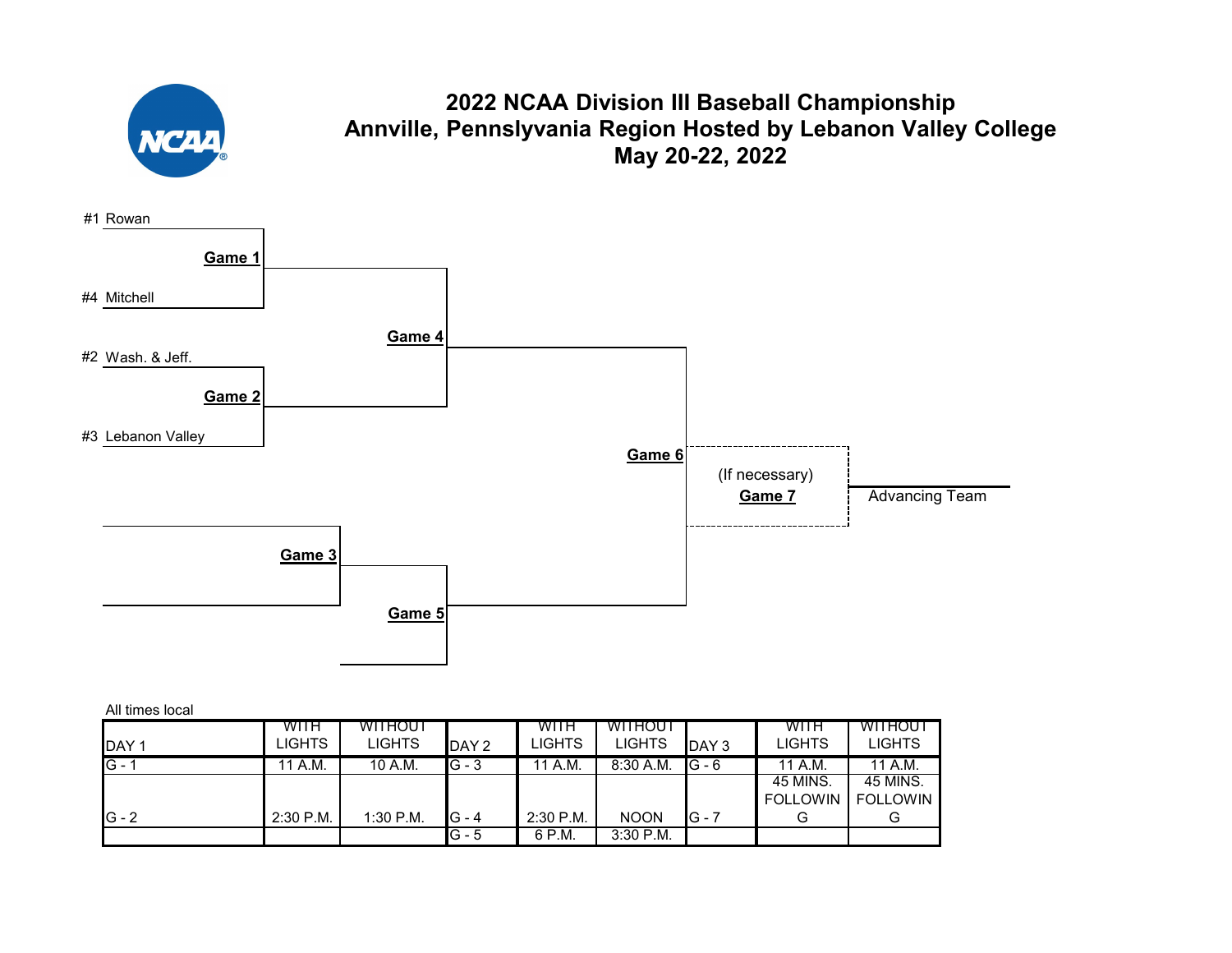# 2022 NCAA Division III Baseball Championship
## Annville, Pennsylvania Region Hosted by Lebanon Valley College
## May 20-22, 2022

#1 Rowan

**Game 1**

#4 Mitchell

**Game 4**

#2 Wash. & Jeff.

**Game 2**

#3 Lebanon Valley

**Game 6**

(If necessary)
**Game 7**

Advancing Team

**Game 3**

**Game 5**

All times local

| DAY 1 | WITH LIGHTS | WITHOUT LIGHTS | DAY 2 | WITH LIGHTS | WITHOUT LIGHTS | DAY 3 | WITH LIGHTS | WITHOUT LIGHTS |
|---|---|---|---|---|---|---|---|---|
| G - 1 | 11 A.M. | 10 A.M. | G - 3 | 11 A.M. | 8:30 A.M. | G - 6 | 11 A.M. | 11 A.M. |
| G - 2 | 2:30 P.M. | 1:30 P.M. | G - 4 | 2:30 P.M. | NOON | G - 7 | 45 MINS. FOLLOWING | 45 MINS. FOLLOWING |
| | | | G - 5 | 6 P.M. | 3:30 P.M. | | | |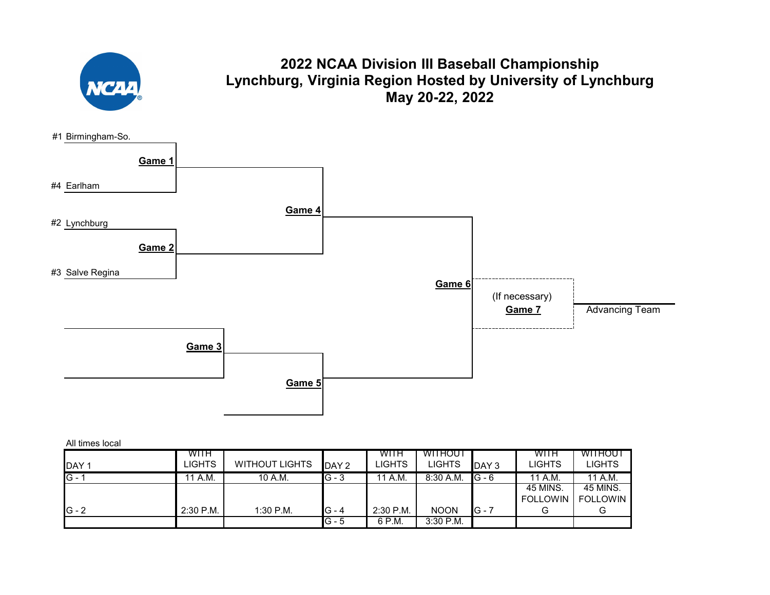# 2022 NCAA Division III Baseball Championship
## Lynchburg, Virginia Region Hosted by University of Lynchburg
## May 20-22, 2022

#1 Birmingham-So.

**Game 1**

#4 Earlham

**Game 4**

#2 Lynchburg

**Game 2**

#3 Salve Regina

**Game 6**

(If necessary)
**Game 7**

Advancing Team

**Game 3**

**Game 5**

All times local

| DAY 1 | WITH LIGHTS | WITHOUT LIGHTS | DAY 2 | WITH LIGHTS | WITHOUT LIGHTS | DAY 3 | WITH LIGHTS | WITHOUT LIGHTS |
|---|---|---|---|---|---|---|---|---|
| G - 1 | 11 A.M. | 10 A.M. | G - 3 | 11 A.M. | 8:30 A.M. | G - 6 | 11 A.M. | 11 A.M. |
| G - 2 | 2:30 P.M. | 1:30 P.M. | G - 4 | 2:30 P.M. | NOON | G - 7 | 45 MINS. FOLLOWING | 45 MINS. FOLLOWING |
| | | | G - 5 | 6 P.M. | 3:30 P.M. | | | |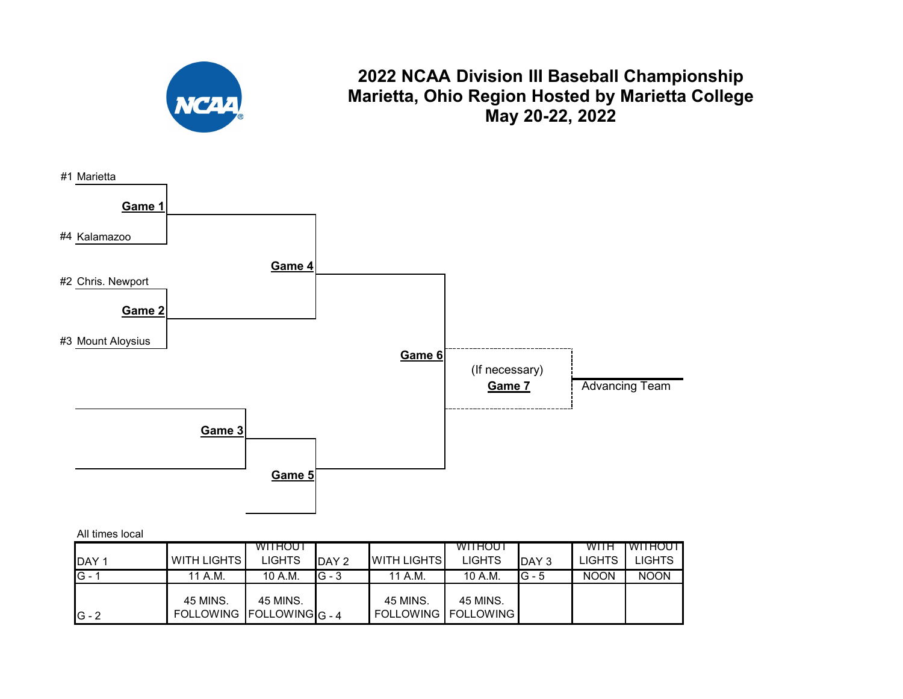# 2022 NCAA Division III Baseball Championship
# Marietta, Ohio Region Hosted by Marietta College
# May 20-22, 2022

#1 Marietta

**Game 1**

#4 Kalamazoo

**Game 4**

#2 Chris. Newport

**Game 2**

#3 Mount Aloysius

**Game 6**

(If necessary)
**Game 7**

Advancing Team

**Game 3**

**Game 5**

All times local

| DAY 1 | WITH LIGHTS | WITHOUT LIGHTS | DAY 2 | WITH LIGHTS | WITHOUT LIGHTS | DAY 3 | WITH LIGHTS | WITHOUT LIGHTS |
|---|---|---|---|---|---|---|---|---|
| G - 1 | 11 A.M. | 10 A.M. | G - 3 | 11 A.M. | 10 A.M. | G - 5 | NOON | NOON |
| G - 2 | 45 MINS. FOLLOWING | 45 MINS. FOLLOWING | G - 4 | 45 MINS. FOLLOWING | 45 MINS. FOLLOWING | | | |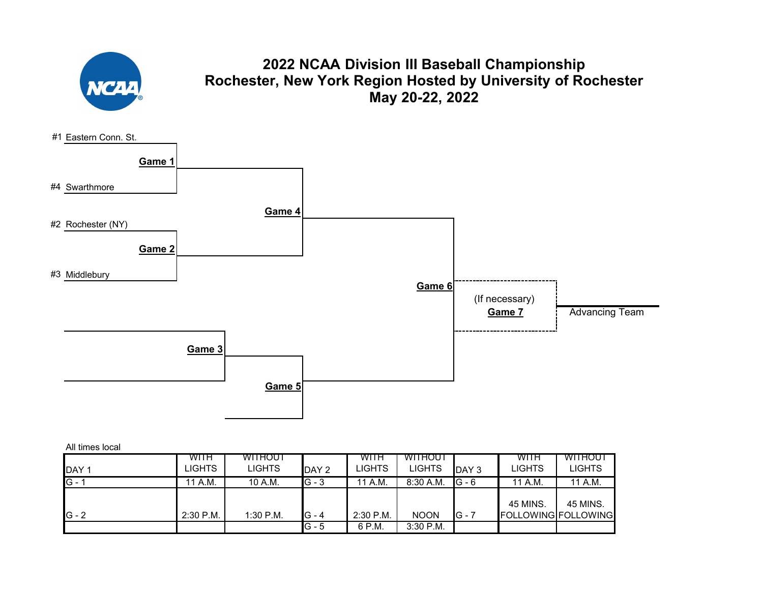# 2022 NCAA Division III Baseball Championship
## Rochester, New York Region Hosted by University of Rochester
## May 20-22, 2022

#1 Eastern Conn. St.

**Game 1**

#4 Swarthmore

**Game 4**

#2 Rochester (NY)

**Game 2**

#3 Middlebury

**Game 6**

(If necessary)
**Game 7**

Advancing Team

**Game 3**

**Game 5**

All times local

| DAY 1 | WITH LIGHTS | WITHOUT LIGHTS | DAY 2 | WITH LIGHTS | WITHOUT LIGHTS | DAY 3 | WITH LIGHTS | WITHOUT LIGHTS |
|---|---|---|---|---|---|---|---|---|
| G - 1 | 11 A.M. | 10 A.M. | G - 3 | 11 A.M. | 8:30 A.M. | G - 6 | 11 A.M. | 11 A.M. |
| G - 2 | 2:30 P.M. | 1:30 P.M. | G - 4 | 2:30 P.M. | NOON | G - 7 | 45 MINS. FOLLOWING | 45 MINS. FOLLOWING |
| | | | G - 5 | 6 P.M. | 3:30 P.M. | | | |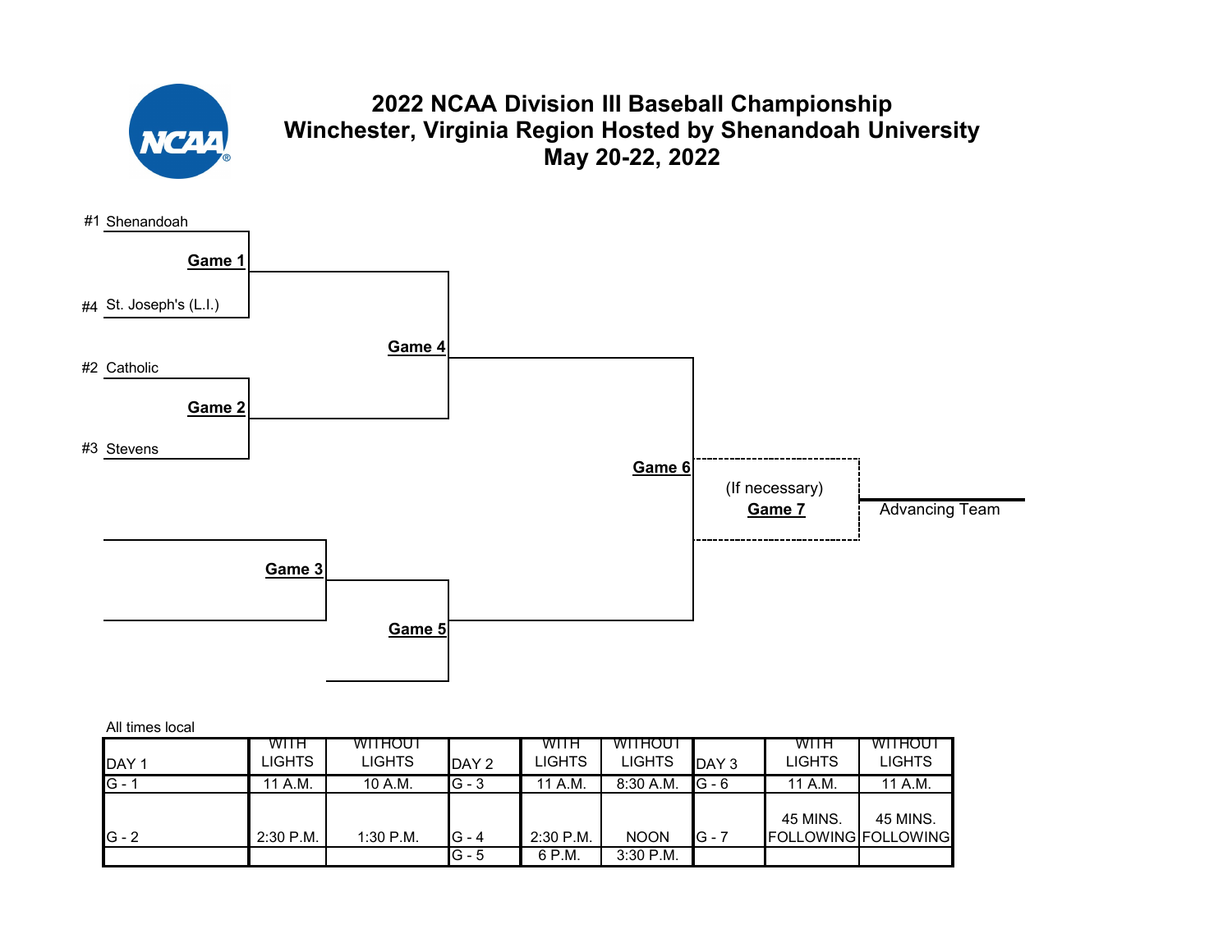# 2022 NCAA Division III Baseball Championship
# Winchester, Virginia Region Hosted by Shenandoah University
# May 20-22, 2022

#1 Shenandoah

**Game 1**

#4 St. Joseph's (L.I.)

**Game 4**

#2 Catholic

**Game 2**

#3 Stevens

**Game 6**

(If necessary)
**Game 7**

Advancing Team

**Game 3**

**Game 5**

All times local

| DAY 1 | WITH LIGHTS | WITHOUT LIGHTS | DAY 2 | WITH LIGHTS | WITHOUT LIGHTS | DAY 3 | WITH LIGHTS | WITHOUT LIGHTS |
|---|---|---|---|---|---|---|---|---|
| G - 1 | 11 A.M. | 10 A.M. | G - 3 | 11 A.M. | 8:30 A.M. | G - 6 | 11 A.M. | 11 A.M. |
| G - 2 | 2:30 P.M. | 1:30 P.M. | G - 4 | 2:30 P.M. | NOON | G - 7 | 45 MINS. FOLLOWING | 45 MINS. FOLLOWING |
| | | | G - 5 | 6 P.M. | 3:30 P.M. | | | |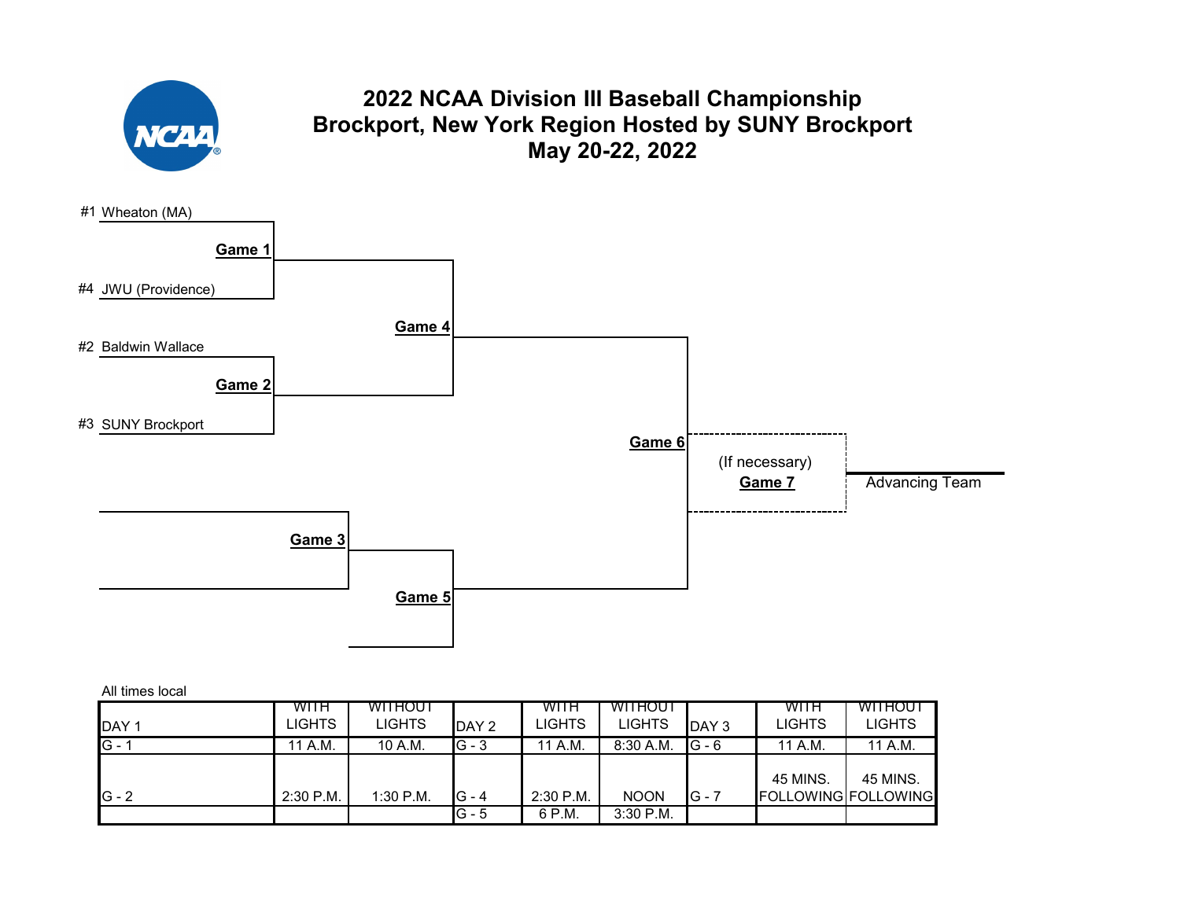# 2022 NCAA Division III Baseball Championship
# Brockport, New York Region Hosted by SUNY Brockport
# May 20-22, 2022

#1 Wheaton (MA)

**Game 1**

#4 JWU (Providence)

**Game 4**

#2 Baldwin Wallace

**Game 2**

#3 SUNY Brockport

**Game 6**

(If necessary)
**Game 7**

Advancing Team

**Game 3**

**Game 5**

All times local

| DAY 1 | WITH LIGHTS | WITHOUT LIGHTS | DAY 2 | WITH LIGHTS | WITHOUT LIGHTS | DAY 3 | WITH LIGHTS | WITHOUT LIGHTS |
|---|---|---|---|---|---|---|---|---|
| G - 1 | 11 A.M. | 10 A.M. | G - 3 | 11 A.M. | 8:30 A.M. | G - 6 | 11 A.M. | 11 A.M. |
| G - 2 | 2:30 P.M. | 1:30 P.M. | G - 4 | 2:30 P.M. | NOON | G - 7 | 45 MINS. FOLLOWING | 45 MINS. FOLLOWING |
| | | | G - 5 | 6 P.M. | 3:30 P.M. | | | |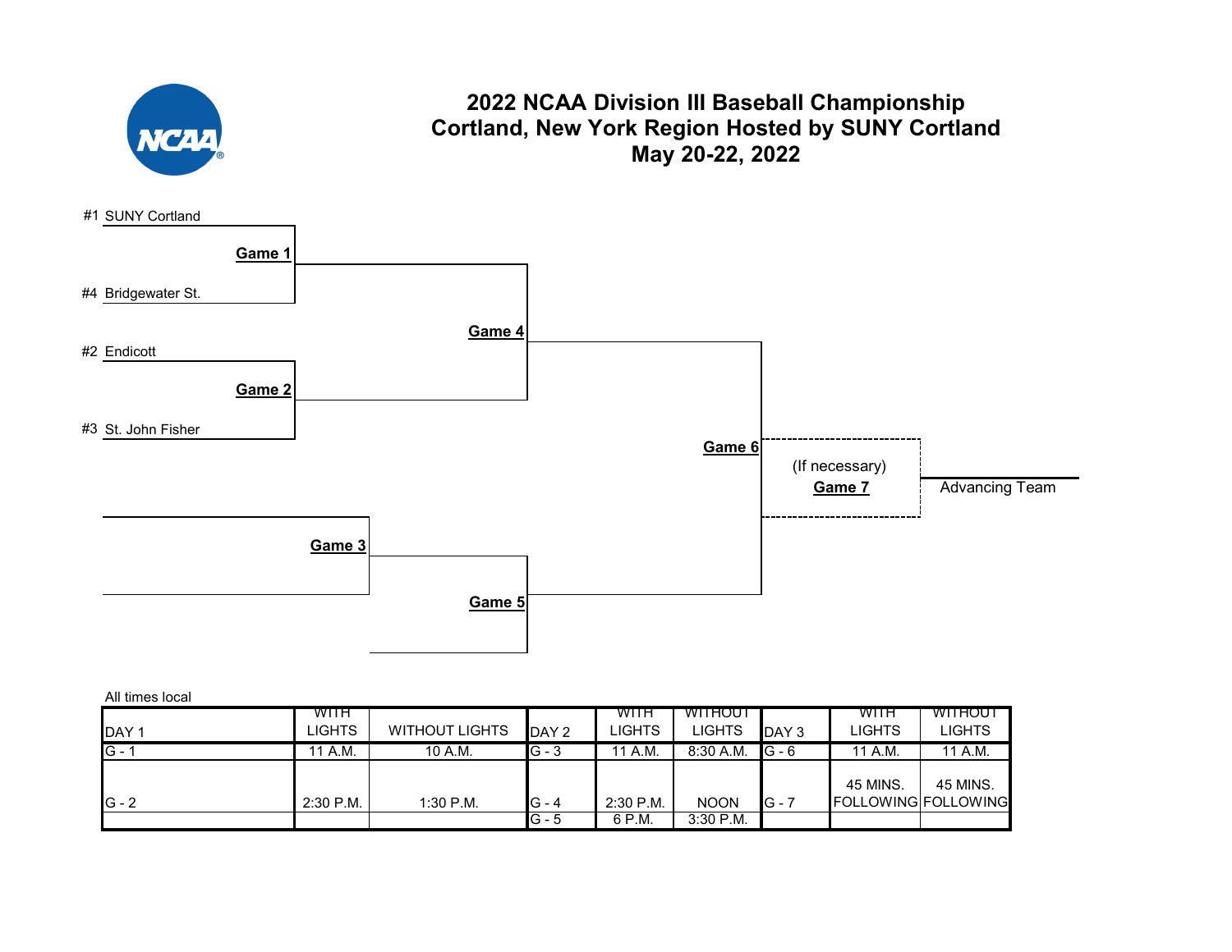# 2022 NCAA Division III Baseball Championship
# Cortland, New York Region Hosted by SUNY Cortland
# May 20-22, 2022

#1 SUNY Cortland

**Game 1**

#4 Bridgewater St.

**Game 4**

#2 Endicott

**Game 2**

#3 St. John Fisher

**Game 6**

(If necessary)
**Game 7**

Advancing Team

**Game 3**

**Game 5**

All times local

| DAY 1 | WITH LIGHTS | WITHOUT LIGHTS | DAY 2 | WITH LIGHTS | WITHOUT LIGHTS | DAY 3 | WITH LIGHTS | WITHOUT LIGHTS |
|---|---|---|---|---|---|---|---|---|
| G - 1 | 11 A.M. | 10 A.M. | G - 3 | 11 A.M. | 8:30 A.M. | G - 6 | 11 A.M. | 11 A.M. |
| G - 2 | 2:30 P.M. | 1:30 P.M. | G - 4 | 2:30 P.M. | NOON | G - 7 | 45 MINS. FOLLOWING | 45 MINS. FOLLOWING |
| | | | G - 5 | 6 P.M. | 3:30 P.M. | | | |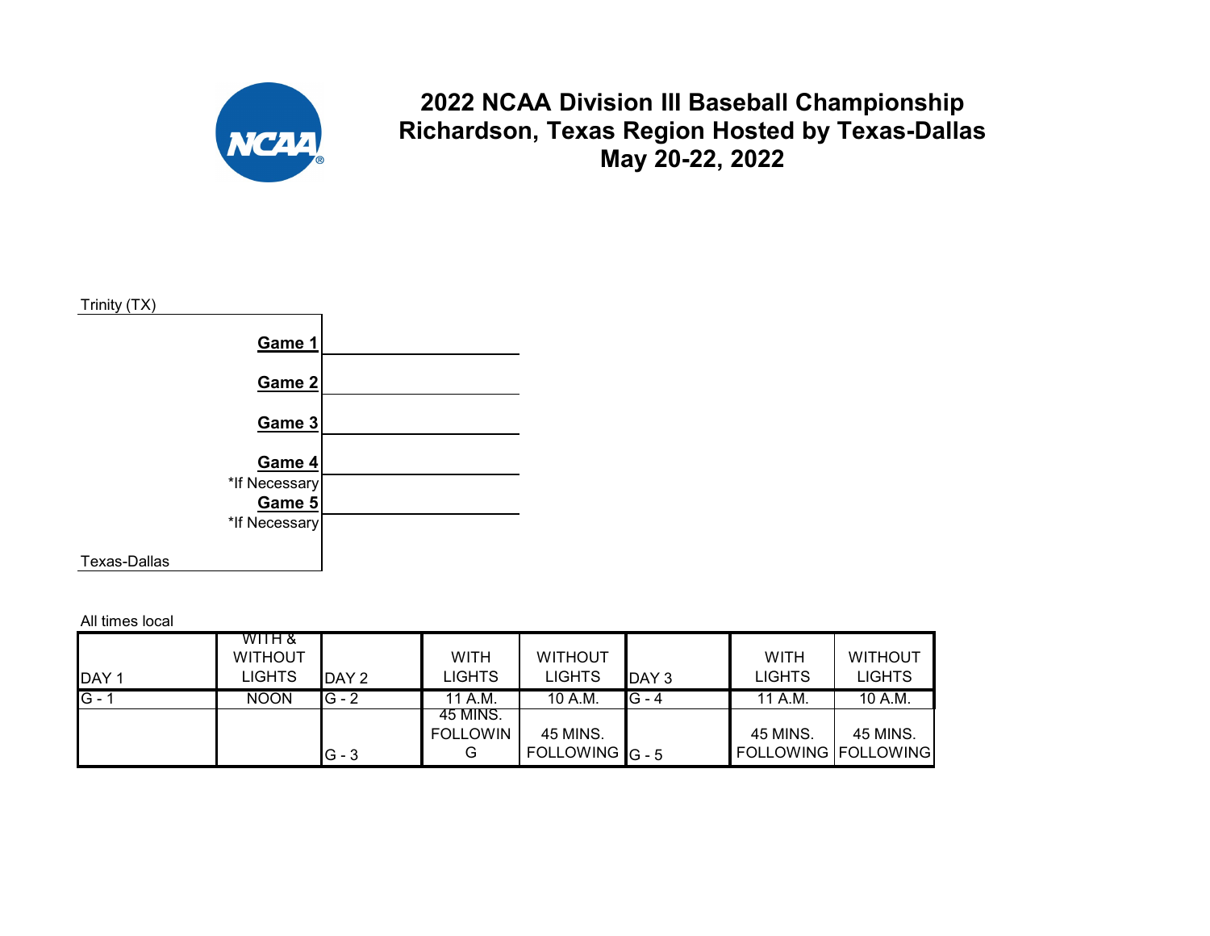# 2022 NCAA Division III Baseball Championship
# Richardson, Texas Region Hosted by Texas-Dallas
# May 20-22, 2022

Trinity (TX)

**Game 1**

**Game 2**

**Game 3**

**Game 4**
*If Necessary

**Game 5**
*If Necessary

Texas-Dallas

All times local

| DAY 1 | WITH & WITHOUT LIGHTS | DAY 2 | WITH LIGHTS | WITHOUT LIGHTS | DAY 3 | WITH LIGHTS | WITHOUT LIGHTS |
|---|---|---|---|---|---|---|---|
| G - 1 | NOON | G - 2 | 11 A.M. | 10 A.M. | G - 4 | 11 A.M. | 10 A.M. |
| | | G - 3 | 45 MINS. FOLLOWING | 45 MINS. FOLLOWING | G - 5 | 45 MINS. FOLLOWING | 45 MINS. FOLLOWING |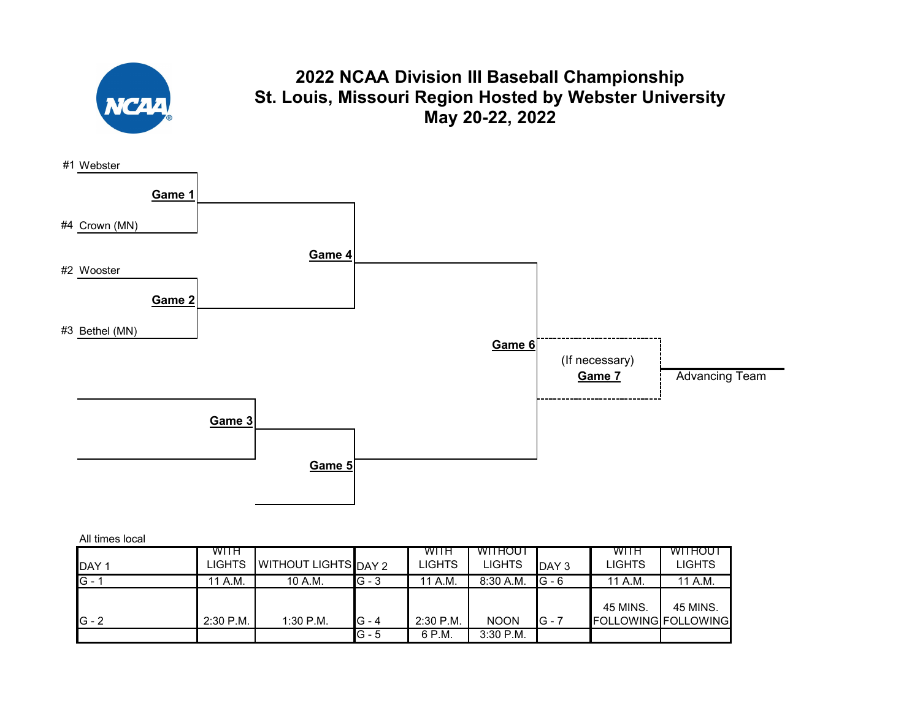# 2022 NCAA Division III Baseball Championship
## St. Louis, Missouri Region Hosted by Webster University
## May 20-22, 2022

#1 Webster

**Game 1**

#4 Crown (MN)

**Game 4**

#2 Wooster

**Game 2**

#3 Bethel (MN)

**Game 6**

(If necessary)
**Game 7**

Advancing Team

**Game 3**

**Game 5**

All times local

| DAY 1 | WITH LIGHTS | WITHOUT LIGHTS | DAY 2 | WITH LIGHTS | WITHOUT LIGHTS | DAY 3 | WITH LIGHTS | WITHOUT LIGHTS |
|---|---|---|---|---|---|---|---|---|
| G - 1 | 11 A.M. | 10 A.M. | G - 3 | 11 A.M. | 8:30 A.M. | G - 6 | 11 A.M. | 11 A.M. |
| G - 2 | 2:30 P.M. | 1:30 P.M. | G - 4 | 2:30 P.M. | NOON | G - 7 | 45 MINS. FOLLOWING | 45 MINS. FOLLOWING |
| | | | G - 5 | 6 P.M. | 3:30 P.M. | | | |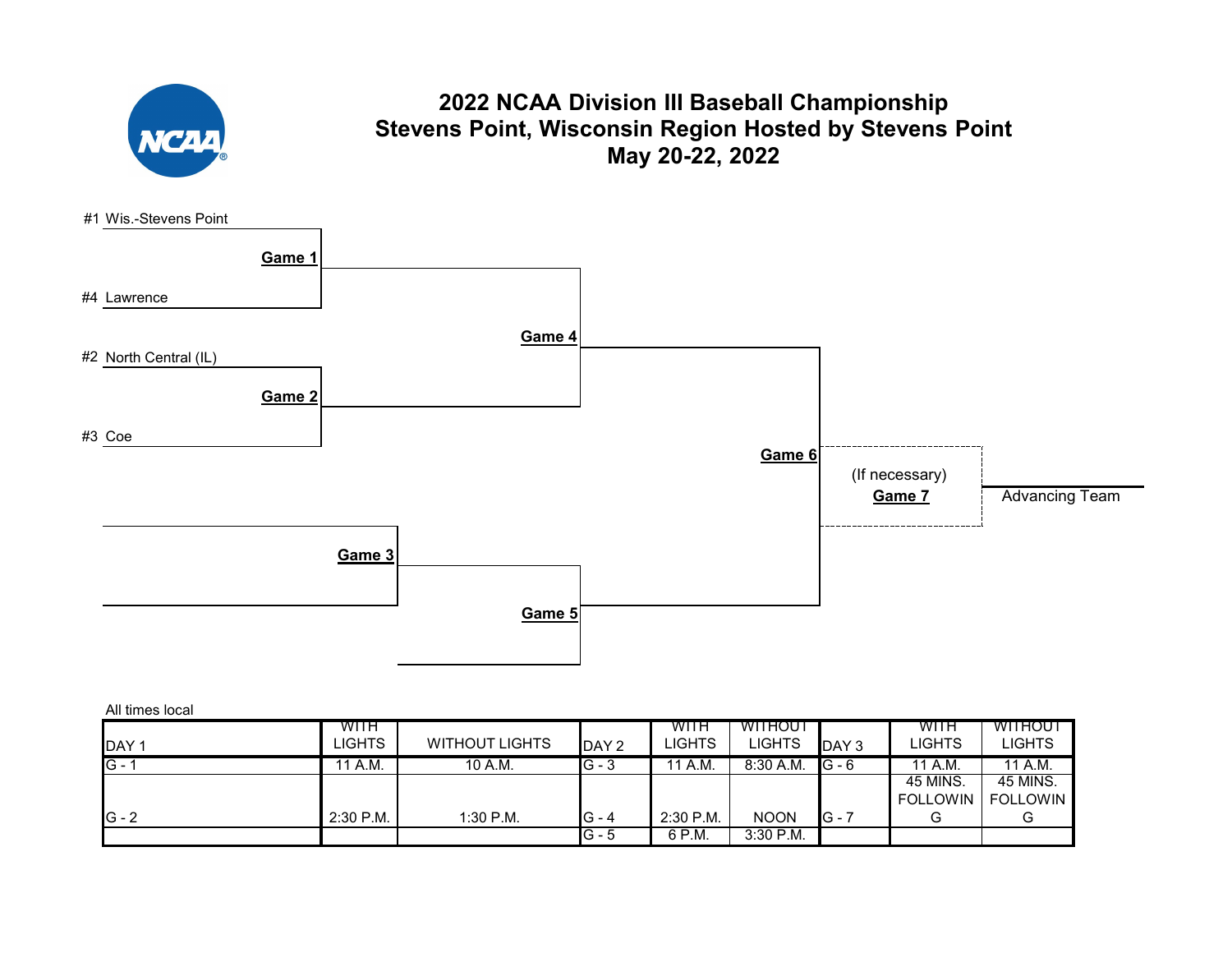# 2022 NCAA Division III Baseball Championship
## Stevens Point, Wisconsin Region Hosted by Stevens Point
## May 20-22, 2022

#1 Wis.-Stevens Point

**Game 1**

#4 Lawrence

**Game 4**

#2 North Central (IL)

**Game 2**

#3 Coe

**Game 6**

(If necessary)
**Game 7**

Advancing Team

**Game 3**

**Game 5**

All times local

| DAY 1 | WITH LIGHTS | WITHOUT LIGHTS | DAY 2 | WITH LIGHTS | WITHOUT LIGHTS | DAY 3 | WITH LIGHTS | WITHOUT LIGHTS |
|---|---|---|---|---|---|---|---|---|
| G - 1 | 11 A.M. | 10 A.M. | G - 3 | 11 A.M. | 8:30 A.M. | G - 6 | 11 A.M. | 11 A.M. |
| G - 2 | 2:30 P.M. | 1:30 P.M. | G - 4 | 2:30 P.M. | NOON | G - 7 | 45 MINS. FOLLOWING | 45 MINS. FOLLOWING |
| | | | G - 5 | 6 P.M. | 3:30 P.M. | | | |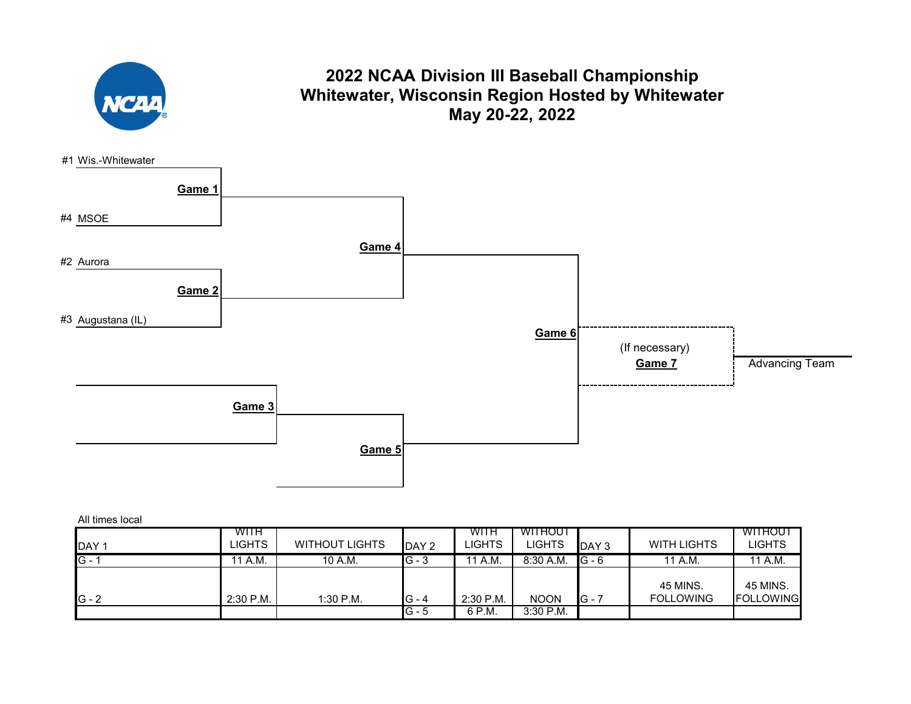# 2022 NCAA Division III Baseball Championship
## Whitewater, Wisconsin Region Hosted by Whitewater
## May 20-22, 2022

#1 Wis.-Whitewater

**Game 1**

#4 MSOE

**Game 4**

#2 Aurora

**Game 2**

#3 Augustana (IL)

**Game 6**

(If necessary)
**Game 7**

Advancing Team

**Game 3**

**Game 5**

All times local

| DAY 1 | WITH LIGHTS | WITHOUT LIGHTS | DAY 2 | WITH LIGHTS | WITHOUT LIGHTS | DAY 3 | WITH LIGHTS | WITHOUT LIGHTS |
|---|---|---|---|---|---|---|---|---|
| G - 1 | 11 A.M. | 10 A.M. | G - 3 | 11 A.M. | 8:30 A.M. | G - 6 | 11 A.M. | 11 A.M. |
| G - 2 | 2:30 P.M. | 1:30 P.M. | G - 4 | 2:30 P.M. | NOON | G - 7 | 45 MINS. FOLLOWING | 45 MINS. FOLLOWING |
| | | | G - 5 | 6 P.M. | 3:30 P.M. | | | |